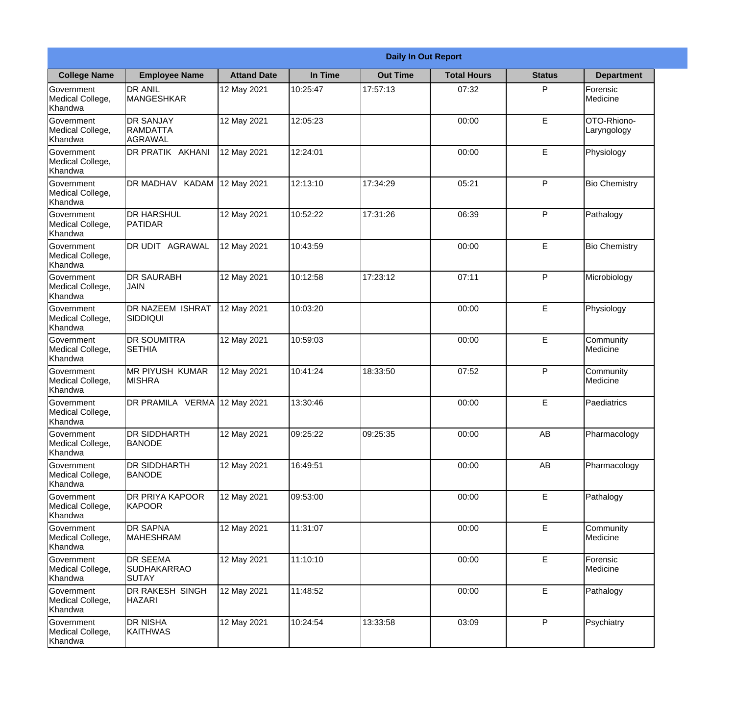| Daily In Out Report | | | | | | | |
|---|---|---|---|---|---|---|---|
| **College Name** | **Employee Name** | **Attand Date** | **In Time** | **Out Time** | **Total Hours** | **Status** | **Department** |
| Government Medical College, Khandwa | DR ANIL MANGESHKAR | 12 May 2021 | 10:25:47 | 17:57:13 | 07:32 | P | Forensic Medicine |
| Government Medical College, Khandwa | DR SANJAY RAMDATTA AGRAWAL | 12 May 2021 | 12:05:23 | | 00:00 | E | OTO-Rhiono-Laryngology |
| Government Medical College, Khandwa | DR PRATIK AKHANI | 12 May 2021 | 12:24:01 | | 00:00 | E | Physiology |
| Government Medical College, Khandwa | DR MADHAV KADAM | 12 May 2021 | 12:13:10 | 17:34:29 | 05:21 | P | Bio Chemistry |
| Government Medical College, Khandwa | DR HARSHUL PATIDAR | 12 May 2021 | 10:52:22 | 17:31:26 | 06:39 | P | Pathalogy |
| Government Medical College, Khandwa | DR UDIT AGRAWAL | 12 May 2021 | 10:43:59 | | 00:00 | E | Bio Chemistry |
| Government Medical College, Khandwa | DR SAURABH JAIN | 12 May 2021 | 10:12:58 | 17:23:12 | 07:11 | P | Microbiology |
| Government Medical College, Khandwa | DR NAZEEM ISHRAT SIDDIQUI | 12 May 2021 | 10:03:20 | | 00:00 | E | Physiology |
| Government Medical College, Khandwa | DR SOUMITRA SETHIA | 12 May 2021 | 10:59:03 | | 00:00 | E | Community Medicine |
| Government Medical College, Khandwa | MR PIYUSH KUMAR MISHRA | 12 May 2021 | 10:41:24 | 18:33:50 | 07:52 | P | Community Medicine |
| Government Medical College, Khandwa | DR PRAMILA VERMA | 12 May 2021 | 13:30:46 | | 00:00 | E | Paediatrics |
| Government Medical College, Khandwa | DR SIDDHARTH BANODE | 12 May 2021 | 09:25:22 | 09:25:35 | 00:00 | AB | Pharmacology |
| Government Medical College, Khandwa | DR SIDDHARTH BANODE | 12 May 2021 | 16:49:51 | | 00:00 | AB | Pharmacology |
| Government Medical College, Khandwa | DR PRIYA KAPOOR KAPOOR | 12 May 2021 | 09:53:00 | | 00:00 | E | Pathalogy |
| Government Medical College, Khandwa | DR SAPNA MAHESHRAM | 12 May 2021 | 11:31:07 | | 00:00 | E | Community Medicine |
| Government Medical College, Khandwa | DR SEEMA SUDHAKARRAO SUTAY | 12 May 2021 | 11:10:10 | | 00:00 | E | Forensic Medicine |
| Government Medical College, Khandwa | DR RAKESH SINGH HAZARI | 12 May 2021 | 11:48:52 | | 00:00 | E | Pathalogy |
| Government Medical College, Khandwa | DR NISHA KAITHWAS | 12 May 2021 | 10:24:54 | 13:33:58 | 03:09 | P | Psychiatry |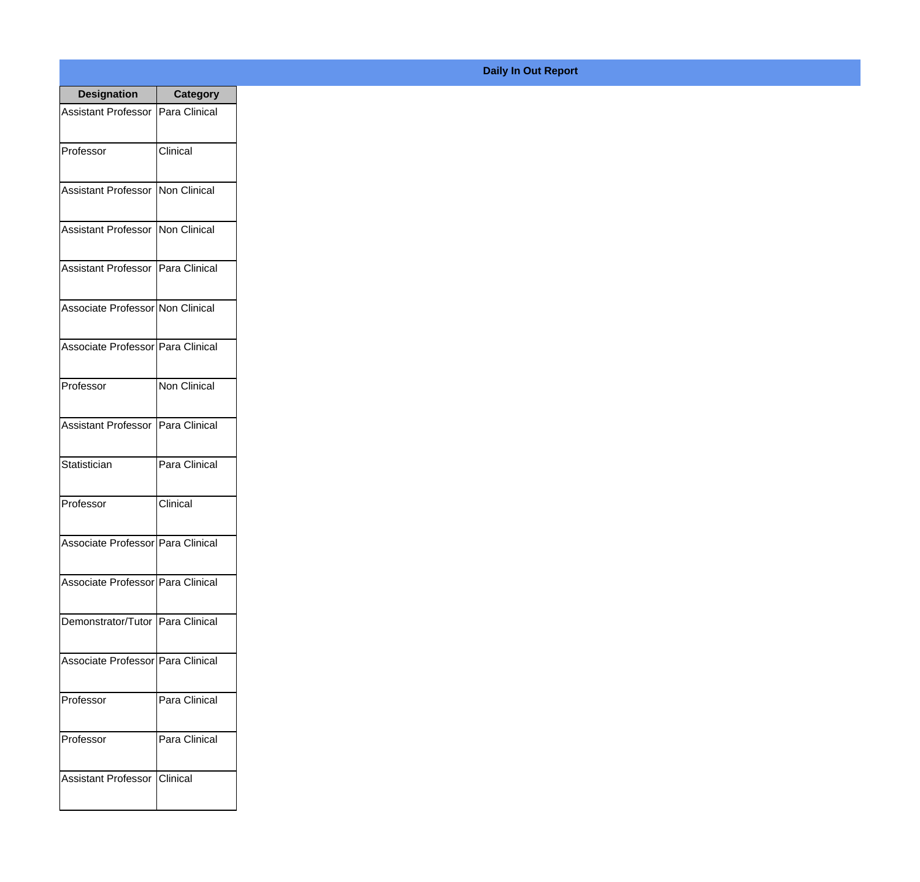**Daily In Out Report**

| Designation | Category |
| --- | --- |
| Assistant Professor | Para Clinical |
| Professor | Clinical |
| Assistant Professor | Non Clinical |
| Assistant Professor | Non Clinical |
| Assistant Professor | Para Clinical |
| Associate Professor | Non Clinical |
| Associate Professor | Para Clinical |
| Professor | Non Clinical |
| Assistant Professor | Para Clinical |
| Statistician | Para Clinical |
| Professor | Clinical |
| Associate Professor | Para Clinical |
| Associate Professor | Para Clinical |
| Demonstrator/Tutor | Para Clinical |
| Associate Professor | Para Clinical |
| Professor | Para Clinical |
| Professor | Para Clinical |
| Assistant Professor | Clinical |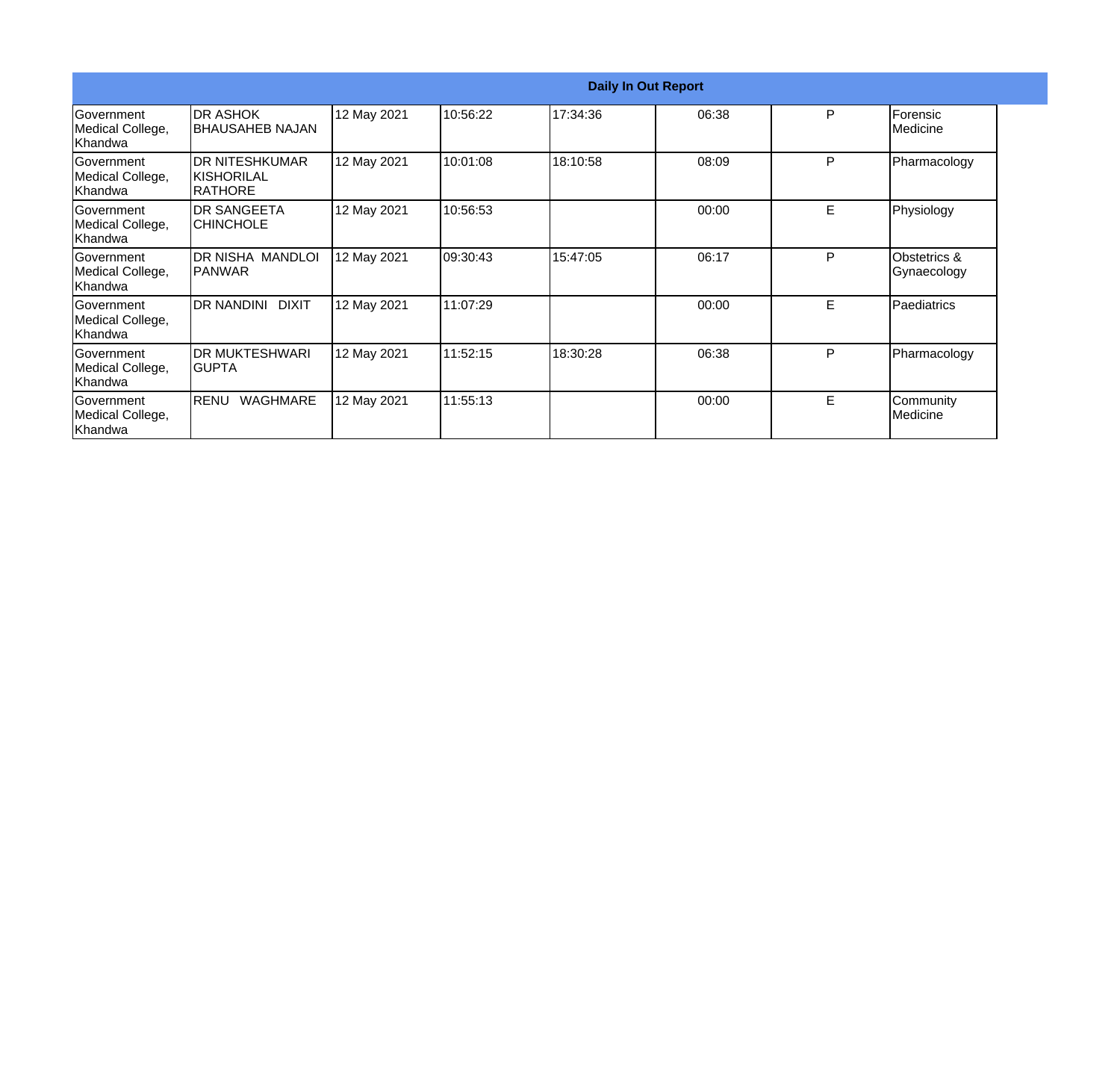| Daily In Out Report | | | | | | | |
|---|---|---|---|---|---|---|---|
| Government Medical College, Khandwa | DR ASHOK BHAUSAHEB NAJAN | 12 May 2021 | 10:56:22 | 17:34:36 | 06:38 | P | Forensic Medicine |
| Government Medical College, Khandwa | DR NITESHKUMAR KISHORILAL RATHORE | 12 May 2021 | 10:01:08 | 18:10:58 | 08:09 | P | Pharmacology |
| Government Medical College, Khandwa | DR SANGEETA CHINCHOLE | 12 May 2021 | 10:56:53 | | 00:00 | E | Physiology |
| Government Medical College, Khandwa | DR NISHA MANDLOI PANWAR | 12 May 2021 | 09:30:43 | 15:47:05 | 06:17 | P | Obstetrics & Gynaecology |
| Government Medical College, Khandwa | DR NANDINI DIXIT | 12 May 2021 | 11:07:29 | | 00:00 | E | Paediatrics |
| Government Medical College, Khandwa | DR MUKTESHWARI GUPTA | 12 May 2021 | 11:52:15 | 18:30:28 | 06:38 | P | Pharmacology |
| Government Medical College, Khandwa | RENU WAGHMARE | 12 May 2021 | 11:55:13 | | 00:00 | E | Community Medicine |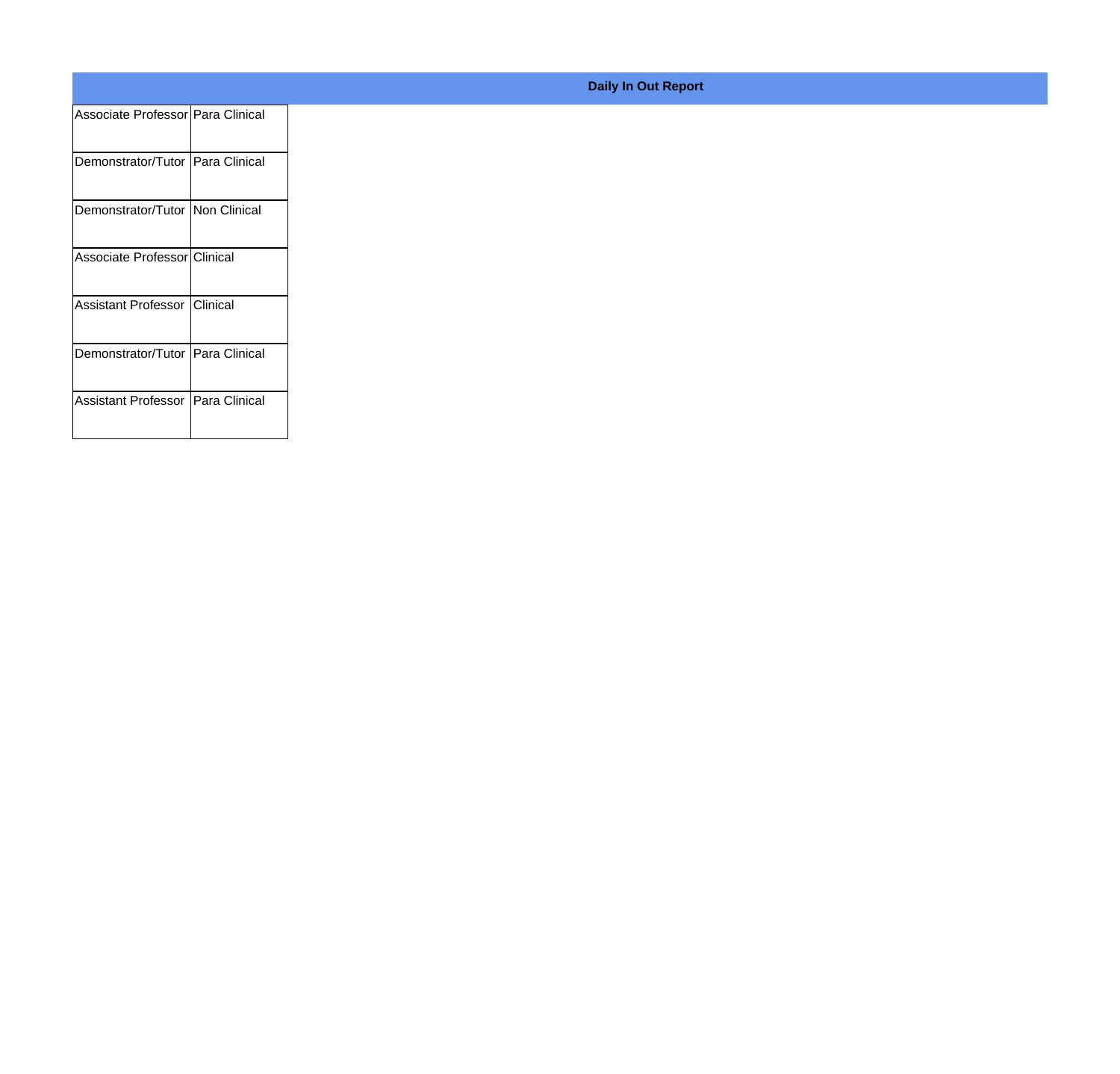**Daily In Out Report**

| | |
|---|---|
| Associate Professor | Para Clinical |
| Demonstrator/Tutor | Para Clinical |
| Demonstrator/Tutor | Non Clinical |
| Associate Professor | Clinical |
| Assistant Professor | Clinical |
| Demonstrator/Tutor | Para Clinical |
| Assistant Professor | Para Clinical |